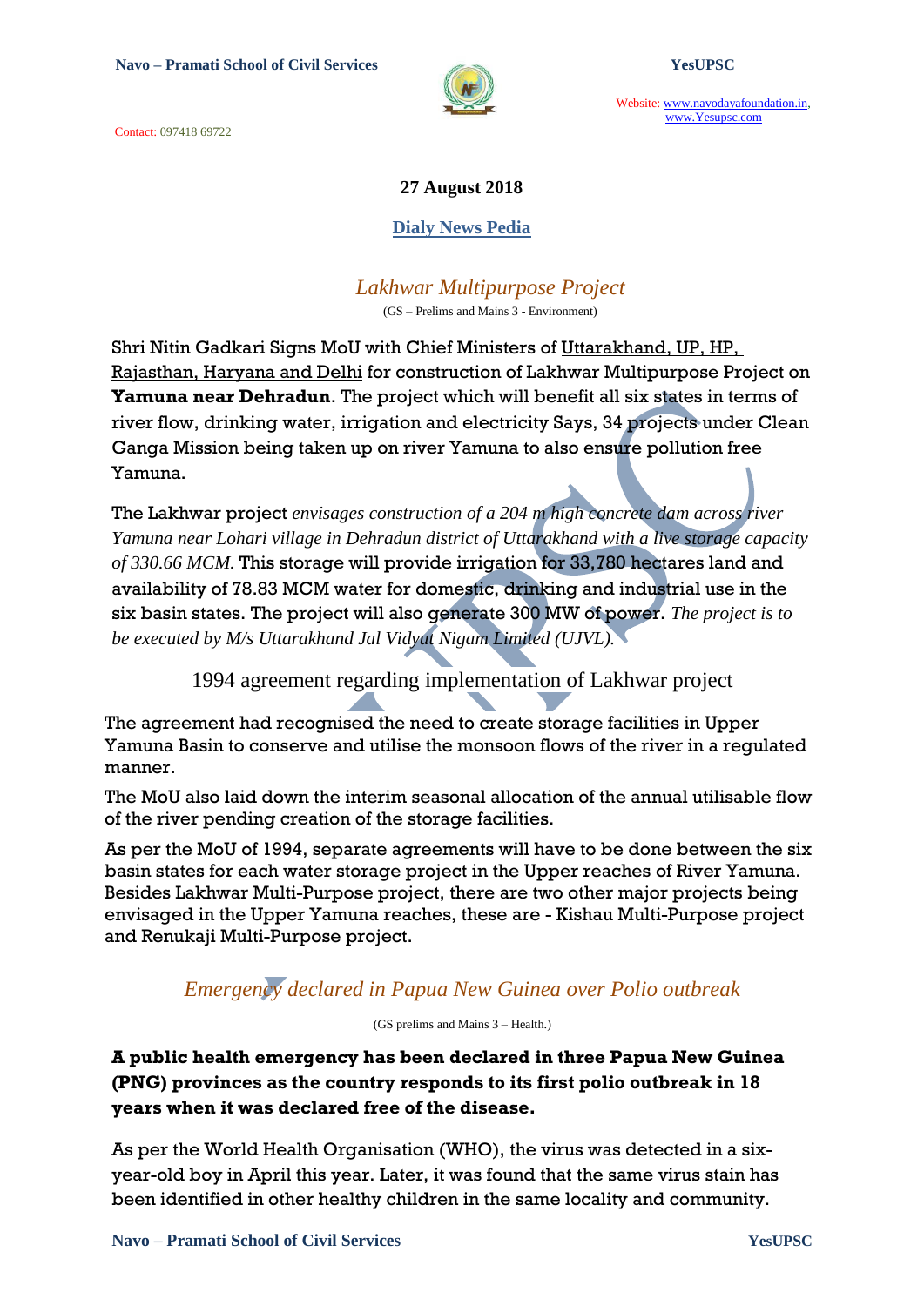27 August 2018

## Dialy News Pedia

### *Lakhwar Multipurpose Project*

(GS – Prelims and Mains 3 - Environment)

Shri Nitin Gadkari Signs MoU with Chief Ministers of Uttarakhand, UP, HP, Rajasthan, Haryana and Delhi for construction of Lakhwar Multipurpose Project on **Yamuna near Dehradun**. The project which will benefit all six states in terms of river flow, drinking water, irrigation and electricity Says, 34 projects under Clean Ganga Mission being taken up on river Yamuna to also ensure pollution free Yamuna.

The Lakhwar project *envisages construction of a 204 m high concrete dam across river Yamuna near Lohari village in Dehradun district of Uttarakhand with a live storage capacity of 330.66 MCM.* This storage will provide irrigation for 33,780 hectares land and availability of 78.83 MCM water for domestic, drinking and industrial use in the six basin states. The project will also generate 300 MW of power. *The project is to be executed by M/s Uttarakhand Jal Vidyut Nigam Limited (UJVL).*

#### 1994 agreement regarding implementation of Lakhwar project

The agreement had recognised the need to create storage facilities in Upper Yamuna Basin to conserve and utilise the monsoon flows of the river in a regulated manner.

The MoU also laid down the interim seasonal allocation of the annual utilisable flow of the river pending creation of the storage facilities.

As per the MoU of 1994, separate agreements will have to be done between the six basin states for each water storage project in the Upper reaches of River Yamuna. Besides Lakhwar Multi-Purpose project, there are two other major projects being envisaged in the Upper Yamuna reaches, these are - Kishau Multi-Purpose project and Renukaji Multi-Purpose project.

### *Emergency declared in Papua New Guinea over Polio outbreak*

(GS prelims and Mains 3 – Health.)

**A public health emergency has been declared in three Papua New Guinea (PNG) provinces as the country responds to its first polio outbreak in 18 years when it was declared free of the disease.**

As per the World Health Organisation (WHO), the virus was detected in a six-year-old boy in April this year. Later, it was found that the same virus stain has been identified in other healthy children in the same locality and community.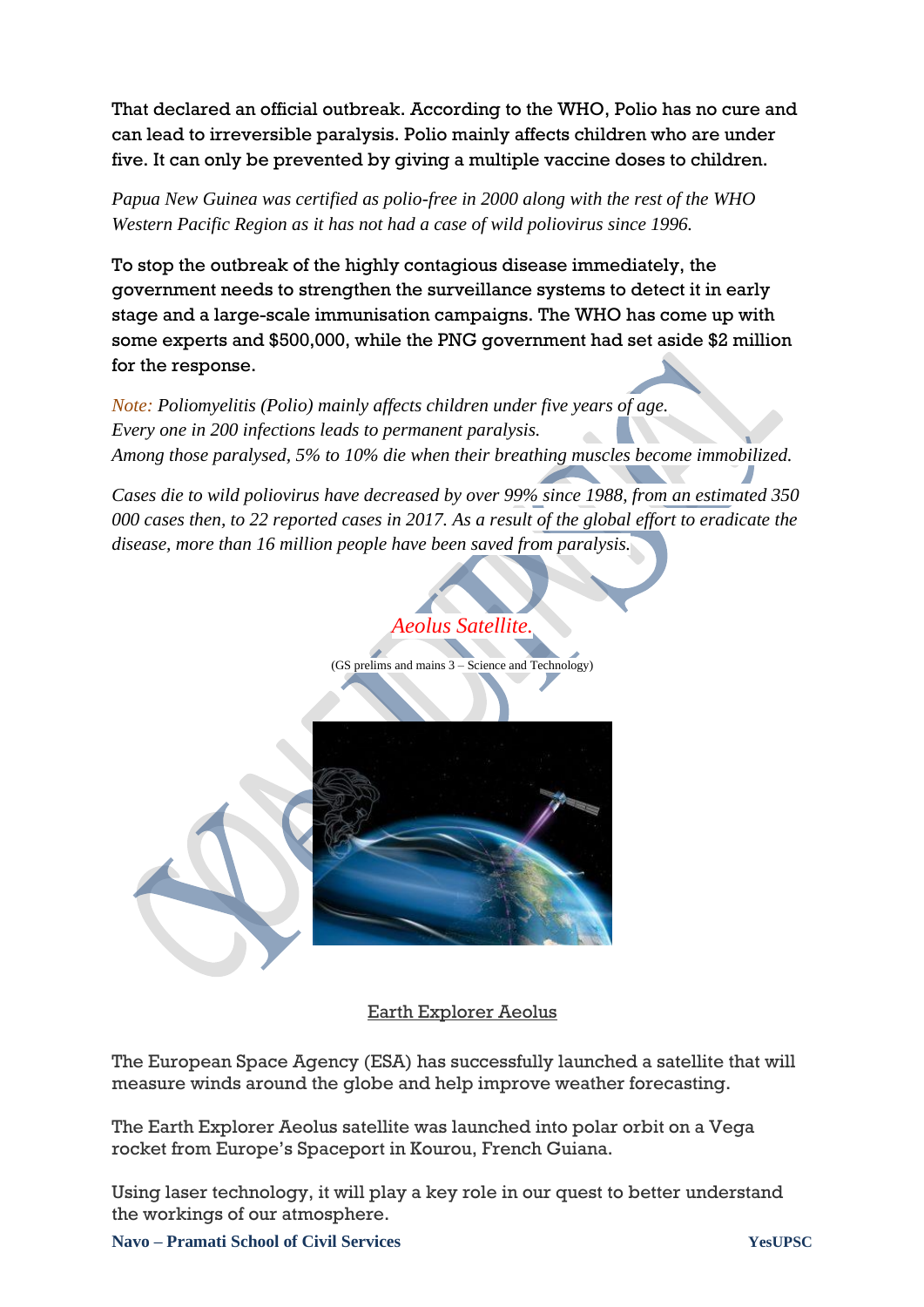That declared an official outbreak. According to the WHO, Polio has no cure and can lead to irreversible paralysis. Polio mainly affects children who are under five. It can only be prevented by giving a multiple vaccine doses to children.

*Papua New Guinea was certified as polio-free in 2000 along with the rest of the WHO Western Pacific Region as it has not had a case of wild poliovirus since 1996.*

To stop the outbreak of the highly contagious disease immediately, the government needs to strengthen the surveillance systems to detect it in early stage and a large-scale immunisation campaigns. The WHO has come up with some experts and $500,000, while the PNG government had set aside $2 million for the response.

*Note: Poliomyelitis (Polio) mainly affects children under five years of age.*
*Every one in 200 infections leads to permanent paralysis.*
*Among those paralysed, 5% to 10% die when their breathing muscles become immobilized.*

*Cases die to wild poliovirus have decreased by over 99% since 1988, from an estimated 350 000 cases then, to 22 reported cases in 2017. As a result of the global effort to eradicate the disease, more than 16 million people have been saved from paralysis.*

## *Aeolus Satellite.*

(GS prelims and mains 3 – Science and Technology)

Earth Explorer Aeolus

The European Space Agency (ESA) has successfully launched a satellite that will measure winds around the globe and help improve weather forecasting.

The Earth Explorer Aeolus satellite was launched into polar orbit on a Vega rocket from Europe's Spaceport in Kourou, French Guiana.

Using laser technology, it will play a key role in our quest to better understand the workings of our atmosphere.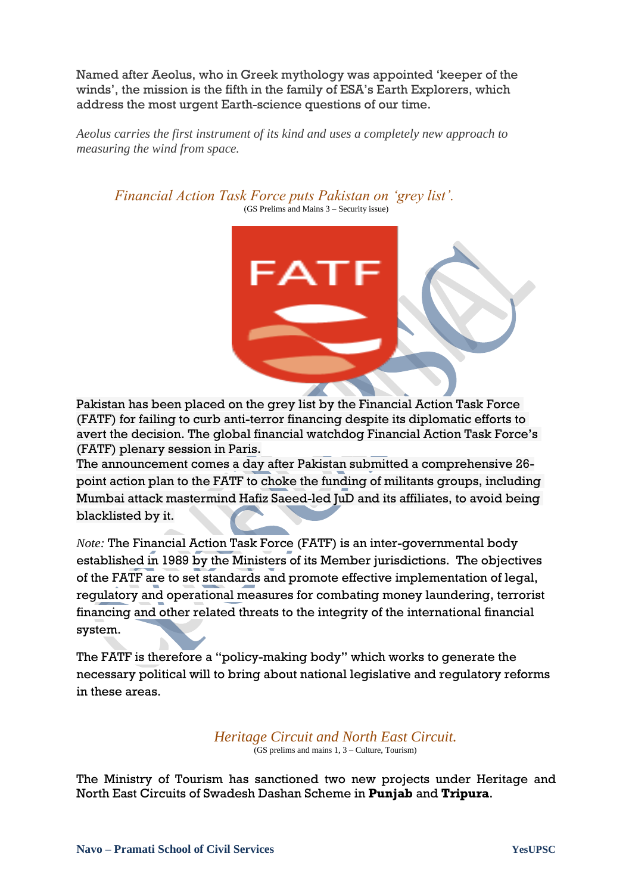Named after Aeolus, who in Greek mythology was appointed 'keeper of the winds', the mission is the fifth in the family of ESA's Earth Explorers, which address the most urgent Earth-science questions of our time.

*Aeolus carries the first instrument of its kind and uses a completely new approach to measuring the wind from space.*

## *Financial Action Task Force puts Pakistan on 'grey list'.*

(GS Prelims and Mains 3 – Security issue)

Pakistan has been placed on the grey list by the Financial Action Task Force (FATF) for failing to curb anti-terror financing despite its diplomatic efforts to avert the decision. The global financial watchdog Financial Action Task Force's (FATF) plenary session in Paris.

The announcement comes a day after Pakistan submitted a comprehensive 26-point action plan to the FATF to choke the funding of militants groups, including Mumbai attack mastermind Hafiz Saeed-led JuD and its affiliates, to avoid being blacklisted by it.

*Note:* The Financial Action Task Force (FATF) is an inter-governmental body established in 1989 by the Ministers of its Member jurisdictions. The objectives of the FATF are to set standards and promote effective implementation of legal, regulatory and operational measures for combating money laundering, terrorist financing and other related threats to the integrity of the international financial system.

The FATF is therefore a "policy-making body" which works to generate the necessary political will to bring about national legislative and regulatory reforms in these areas.

## *Heritage Circuit and North East Circuit.*

(GS prelims and mains 1, 3 – Culture, Tourism)

The Ministry of Tourism has sanctioned two new projects under Heritage and North East Circuits of Swadesh Dashan Scheme in **Punjab** and **Tripura**.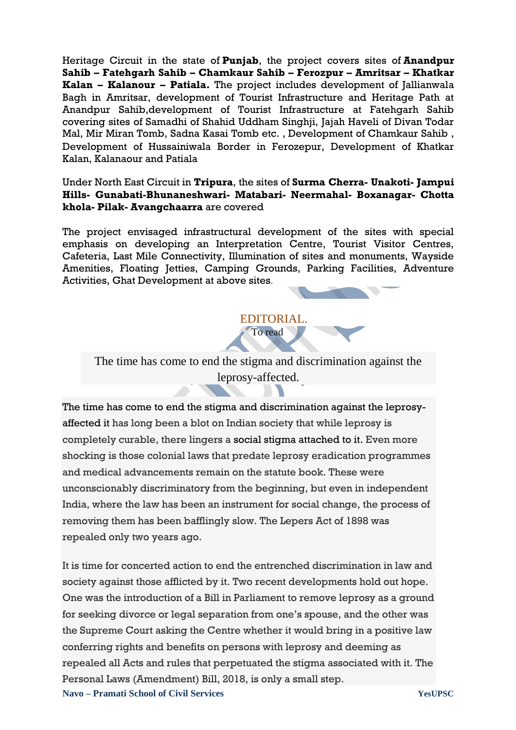Heritage Circuit in the state of **Punjab**, the project covers sites of **Anandpur Sahib – Fatehgarh Sahib – Chamkaur Sahib – Ferozpur – Amritsar – Khatkar Kalan – Kalanour – Patiala.** The project includes development of Jallianwala Bagh in Amritsar, development of Tourist Infrastructure and Heritage Path at Anandpur Sahib,development of Tourist Infrastructure at Fatehgarh Sahib covering sites of Samadhi of Shahid Uddham Singhji, Jajah Haveli of Divan Todar Mal, Mir Miran Tomb, Sadna Kasai Tomb etc. , Development of Chamkaur Sahib , Development of Hussainiwala Border in Ferozepur, Development of Khatkar Kalan, Kalanaour and Patiala

Under North East Circuit in **Tripura**, the sites of **Surma Cherra- Unakoti- Jampui Hills- Gunabati-Bhunaneshwari- Matabari- Neermahal- Boxanagar- Chotta khola- Pilak- Avangchaarra** are covered

The project envisaged infrastructural development of the sites with special emphasis on developing an Interpretation Centre, Tourist Visitor Centres, Cafeteria, Last Mile Connectivity, Illumination of sites and monuments, Wayside Amenities, Floating Jetties, Camping Grounds, Parking Facilities, Adventure Activities, Ghat Development at above sites.

## EDITORIAL.

To read

### The time has come to end the stigma and discrimination against the leprosy-affected.

The time has come to end the stigma and discrimination against the leprosy-affected it has long been a blot on Indian society that while leprosy is completely curable, there lingers a social stigma attached to it. Even more shocking is those colonial laws that predate leprosy eradication programmes and medical advancements remain on the statute book. These were unconscionably discriminatory from the beginning, but even in independent India, where the law has been an instrument for social change, the process of removing them has been bafflingly slow. The Lepers Act of 1898 was repealed only two years ago.

It is time for concerted action to end the entrenched discrimination in law and society against those afflicted by it. Two recent developments hold out hope. One was the introduction of a Bill in Parliament to remove leprosy as a ground for seeking divorce or legal separation from one's spouse, and the other was the Supreme Court asking the Centre whether it would bring in a positive law conferring rights and benefits on persons with leprosy and deeming as repealed all Acts and rules that perpetuated the stigma associated with it. The Personal Laws (Amendment) Bill, 2018, is only a small step.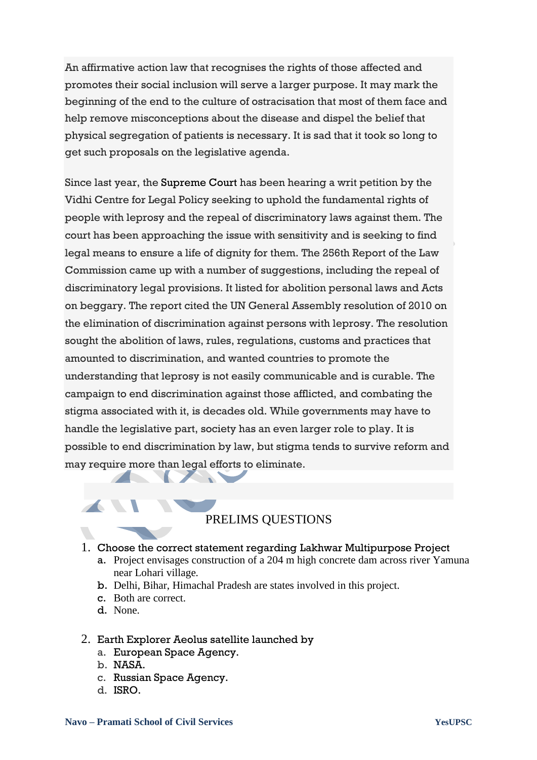An affirmative action law that recognises the rights of those affected and promotes their social inclusion will serve a larger purpose. It may mark the beginning of the end to the culture of ostracisation that most of them face and help remove misconceptions about the disease and dispel the belief that physical segregation of patients is necessary. It is sad that it took so long to get such proposals on the legislative agenda.

Since last year, the Supreme Court has been hearing a writ petition by the Vidhi Centre for Legal Policy seeking to uphold the fundamental rights of people with leprosy and the repeal of discriminatory laws against them. The court has been approaching the issue with sensitivity and is seeking to find legal means to ensure a life of dignity for them. The 256th Report of the Law Commission came up with a number of suggestions, including the repeal of discriminatory legal provisions. It listed for abolition personal laws and Acts on beggary. The report cited the UN General Assembly resolution of 2010 on the elimination of discrimination against persons with leprosy. The resolution sought the abolition of laws, rules, regulations, customs and practices that amounted to discrimination, and wanted countries to promote the understanding that leprosy is not easily communicable and is curable. The campaign to end discrimination against those afflicted, and combating the stigma associated with it, is decades old. While governments may have to handle the legislative part, society has an even larger role to play. It is possible to end discrimination by law, but stigma tends to survive reform and may require more than legal efforts to eliminate.

## PRELIMS QUESTIONS

1. Choose the correct statement regarding Lakhwar Multipurpose Project
   a. Project envisages construction of a 204 m high concrete dam across river Yamuna near Lohari village.
   b. Delhi, Bihar, Himachal Pradesh are states involved in this project.
   c. Both are correct.
   d. None.

2. Earth Explorer Aeolus satellite launched by
   a. European Space Agency.
   b. NASA.
   c. Russian Space Agency.
   d. ISRO.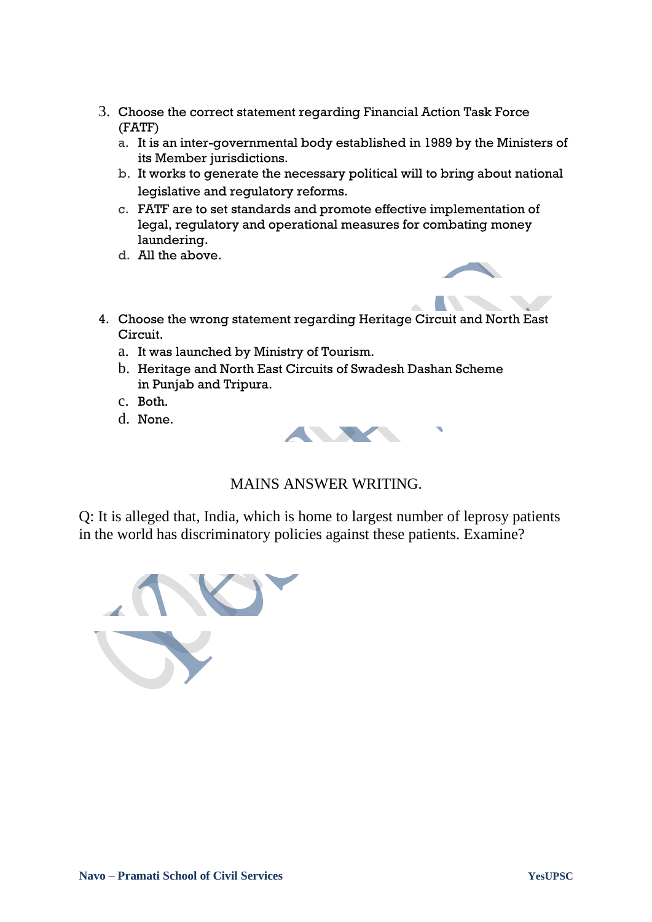3. Choose the correct statement regarding Financial Action Task Force (FATF)
   a. It is an inter-governmental body established in 1989 by the Ministers of its Member jurisdictions.
   b. It works to generate the necessary political will to bring about national legislative and regulatory reforms.
   c. FATF are to set standards and promote effective implementation of legal, regulatory and operational measures for combating money laundering.
   d. All the above.

4. Choose the wrong statement regarding Heritage Circuit and North East Circuit.
   a. It was launched by Ministry of Tourism.
   b. Heritage and North East Circuits of Swadesh Dashan Scheme in Punjab and Tripura.
   c. Both.
   d. None.

## MAINS ANSWER WRITING.

Q: It is alleged that, India, which is home to largest number of leprosy patients in the world has discriminatory policies against these patients. Examine?